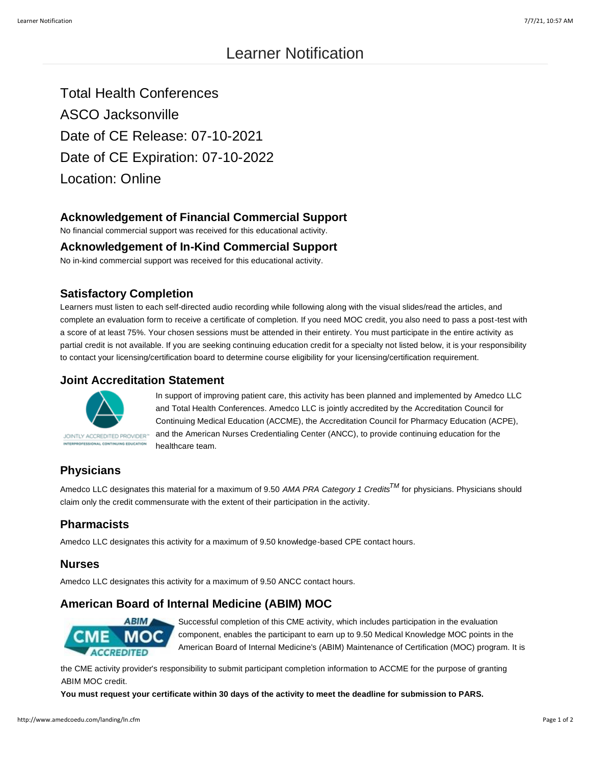# Learner Notification

Total Health Conferences

ASCO Jacksonville

Date of CE Release: 07-10-2021

Date of CE Expiration: 07-10-2022

Location: Online

## Acknowledgement of Financial Commercial Support

No financial commercial support was received for this educational activity.

## Acknowledgement of In-Kind Commercial Support

No in-kind commercial support was received for this educational activity.

## Satisfactory Completion

Learners must listen to each self-directed audio recording while following along with the visual slides/read the articles, and complete an evaluation form to receive a certificate of completion. If you need MOC credit, you also need to pass a post-test with a score of at least 75%. Your chosen sessions must be attended in their entirety. You must participate in the entire activity as partial credit is not available. If you are seeking continuing education credit for a specialty not listed below, it is your responsibility to contact your licensing/certification board to determine course eligibility for your licensing/certification requirement.

## Joint Accreditation Statement

JOINTLY ACCREDITED PROVIDER™
INTERPROFESSIONAL CONTINUING EDUCATION

In support of improving patient care, this activity has been planned and implemented by Amedco LLC and Total Health Conferences. Amedco LLC is jointly accredited by the Accreditation Council for Continuing Medical Education (ACCME), the Accreditation Council for Pharmacy Education (ACPE), and the American Nurses Credentialing Center (ANCC), to provide continuing education for the healthcare team.

## Physicians

Amedco LLC designates this material for a maximum of 9.50 *AMA PRA Category 1 Credits*™ for physicians. Physicians should claim only the credit commensurate with the extent of their participation in the activity.

## Pharmacists

Amedco LLC designates this activity for a maximum of 9.50 knowledge-based CPE contact hours.

## Nurses

Amedco LLC designates this activity for a maximum of 9.50 ANCC contact hours.

## American Board of Internal Medicine (ABIM) MOC

ABIM CME MOC ACCREDITED

Successful completion of this CME activity, which includes participation in the evaluation component, enables the participant to earn up to 9.50 Medical Knowledge MOC points in the American Board of Internal Medicine's (ABIM) Maintenance of Certification (MOC) program. It is the CME activity provider's responsibility to submit participant completion information to ACCME for the purpose of granting ABIM MOC credit.

**You must request your certificate within 30 days of the activity to meet the deadline for submission to PARS.**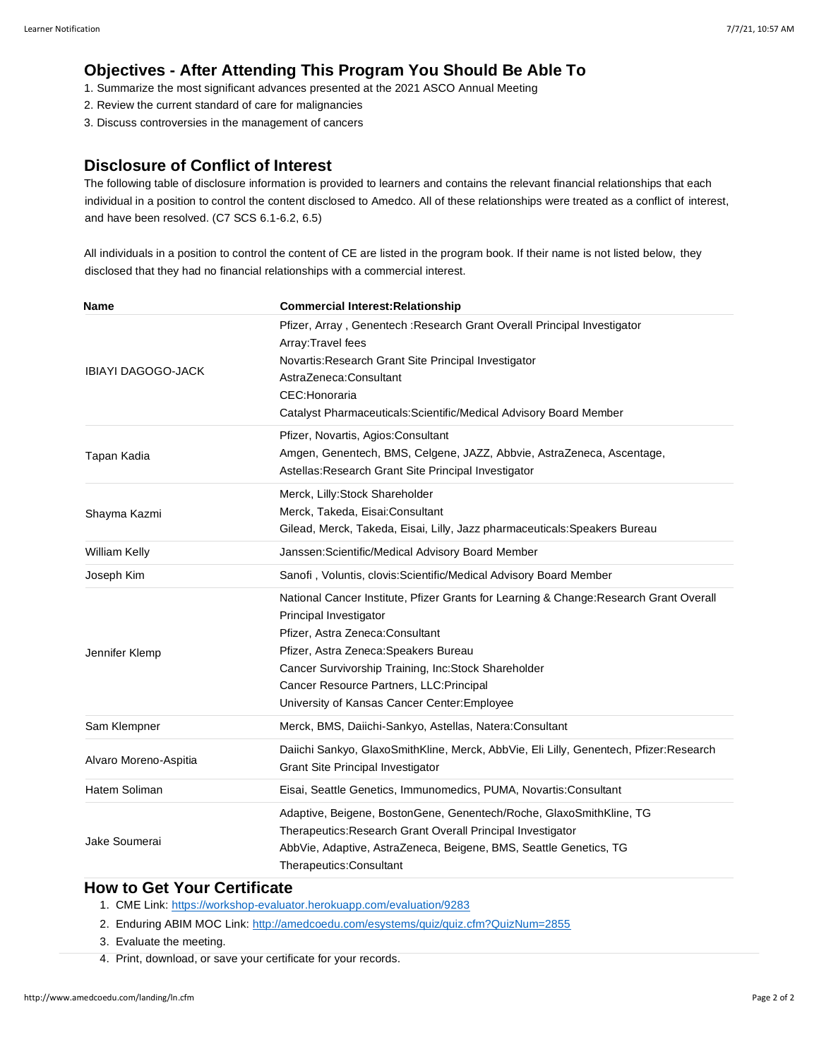## Objectives - After Attending This Program You Should Be Able To

1. Summarize the most significant advances presented at the 2021 ASCO Annual Meeting
2. Review the current standard of care for malignancies
3. Discuss controversies in the management of cancers

## Disclosure of Conflict of Interest

The following table of disclosure information is provided to learners and contains the relevant financial relationships that each individual in a position to control the content disclosed to Amedco. All of these relationships were treated as a conflict of interest, and have been resolved. (C7 SCS 6.1-6.2, 6.5)

All individuals in a position to control the content of CE are listed in the program book. If their name is not listed below, they disclosed that they had no financial relationships with a commercial interest.

| Name | Commercial Interest:Relationship |
|---|---|
| IBIAYI DAGOGO-JACK | Pfizer, Array , Genentech :Research Grant Overall Principal Investigator<br>Array:Travel fees<br>Novartis:Research Grant Site Principal Investigator<br>AstraZeneca:Consultant<br>CEC:Honoraria<br>Catalyst Pharmaceuticals:Scientific/Medical Advisory Board Member |
| Tapan Kadia | Pfizer, Novartis, Agios:Consultant<br>Amgen, Genentech, BMS, Celgene, JAZZ, Abbvie, AstraZeneca, Ascentage, Astellas:Research Grant Site Principal Investigator |
| Shayma Kazmi | Merck, Lilly:Stock Shareholder<br>Merck, Takeda, Eisai:Consultant<br>Gilead, Merck, Takeda, Eisai, Lilly, Jazz pharmaceuticals:Speakers Bureau |
| William Kelly | Janssen:Scientific/Medical Advisory Board Member |
| Joseph Kim | Sanofi , Voluntis, clovis:Scientific/Medical Advisory Board Member |
| Jennifer Klemp | National Cancer Institute, Pfizer Grants for Learning & Change:Research Grant Overall Principal Investigator<br>Pfizer, Astra Zeneca:Consultant<br>Pfizer, Astra Zeneca:Speakers Bureau<br>Cancer Survivorship Training, Inc:Stock Shareholder<br>Cancer Resource Partners, LLC:Principal<br>University of Kansas Cancer Center:Employee |
| Sam Klempner | Merck, BMS, Daiichi-Sankyo, Astellas, Natera:Consultant |
| Alvaro Moreno-Aspitia | Daiichi Sankyo, GlaxoSmithKline, Merck, AbbVie, Eli Lilly, Genentech, Pfizer:Research Grant Site Principal Investigator |
| Hatem Soliman | Eisai, Seattle Genetics, Immunomedics, PUMA, Novartis:Consultant |
| Jake Soumerai | Adaptive, Beigene, BostonGene, Genentech/Roche, GlaxoSmithKline, TG Therapeutics:Research Grant Overall Principal Investigator<br>AbbVie, Adaptive, AstraZeneca, Beigene, BMS, Seattle Genetics, TG Therapeutics:Consultant |

## How to Get Your Certificate

1. CME Link: https://workshop-evaluator.herokuapp.com/evaluation/9283
2. Enduring ABIM MOC Link: http://amedcoedu.com/esystems/quiz/quiz.cfm?QuizNum=2855
3. Evaluate the meeting.
4. Print, download, or save your certificate for your records.